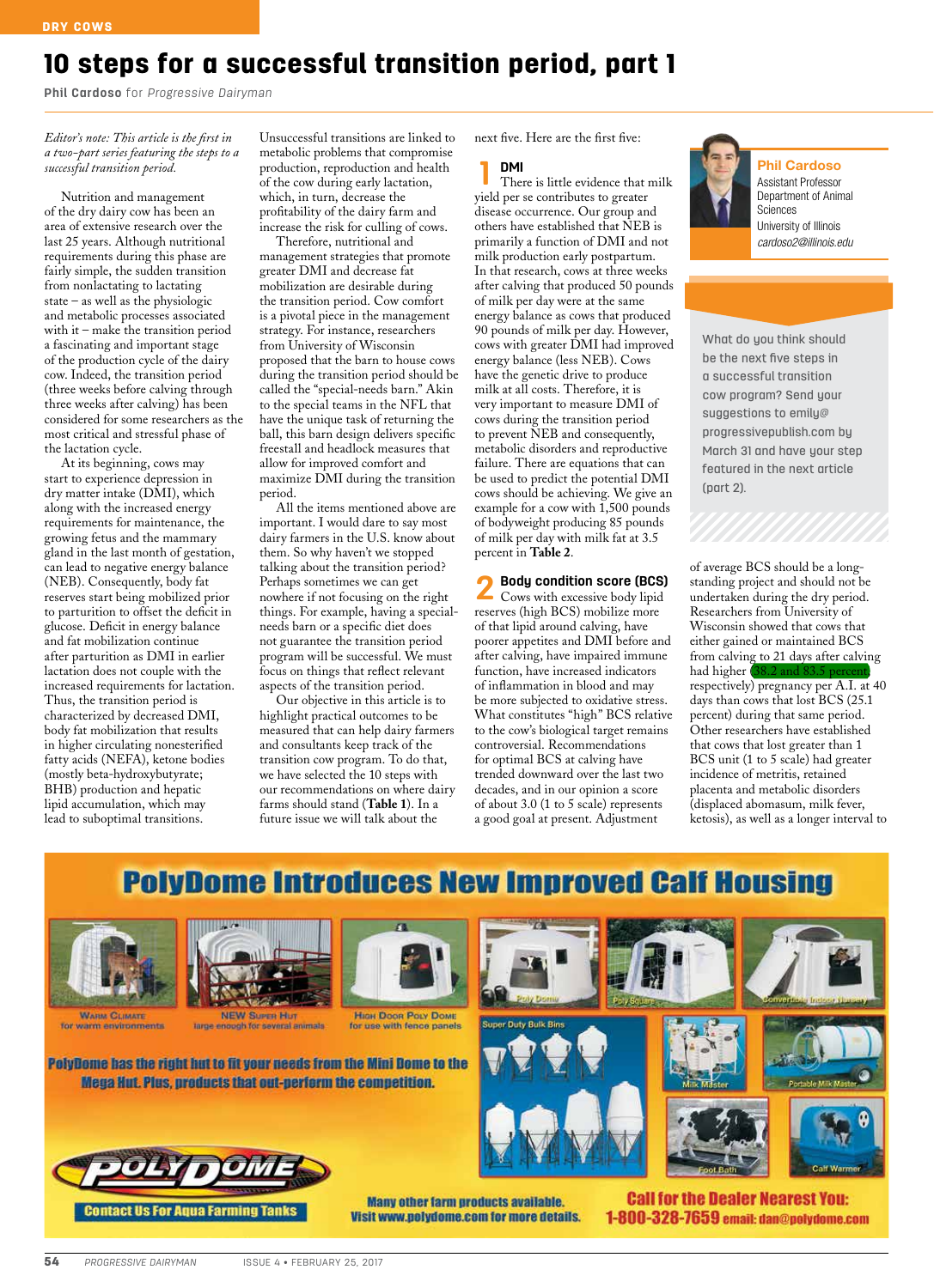DRY COWS

# 10 steps for a successful transition period, part 1

**Phil Cardoso** for *Progressive Dairyman*

*Editor's note: This article is the first in a two-part series featuring the steps to a successful transition period.*

Nutrition and management of the dry dairy cow has been an area of extensive research over the last 25 years. Although nutritional requirements during this phase are fairly simple, the sudden transition from nonlactating to lactating state – as well as the physiologic and metabolic processes associated with it – make the transition period a fascinating and important stage of the production cycle of the dairy cow. Indeed, the transition period (three weeks before calving through three weeks after calving) has been considered for some researchers as the most critical and stressful phase of the lactation cycle.

At its beginning, cows may start to experience depression in dry matter intake (DMI), which along with the increased energy requirements for maintenance, the growing fetus and the mammary gland in the last month of gestation, can lead to negative energy balance (NEB). Consequently, body fat reserves start being mobilized prior to parturition to offset the deficit in glucose. Deficit in energy balance and fat mobilization continue after parturition as DMI in earlier lactation does not couple with the increased requirements for lactation. Thus, the transition period is characterized by decreased DMI, body fat mobilization that results in higher circulating nonesterified fatty acids (NEFA), ketone bodies (mostly beta-hydroxybutyrate; BHB) production and hepatic lipid accumulation, which may lead to suboptimal transitions.

Unsuccessful transitions are linked to metabolic problems that compromise production, reproduction and health of the cow during early lactation, which, in turn, decrease the profitability of the dairy farm and increase the risk for culling of cows.

Therefore, nutritional and management strategies that promote greater DMI and decrease fat mobilization are desirable during the transition period. Cow comfort is a pivotal piece in the management strategy. For instance, researchers from University of Wisconsin proposed that the barn to house cows during the transition period should be called the "special-needs barn." Akin to the special teams in the NFL that have the unique task of returning the ball, this barn design delivers specific freestall and headlock measures that allow for improved comfort and maximize DMI during the transition period.

All the items mentioned above are important. I would dare to say most dairy farmers in the U.S. know about them. So why haven't we stopped talking about the transition period? Perhaps sometimes we can get nowhere if not focusing on the right things. For example, having a special-needs barn or a specific diet does not guarantee the transition period program will be successful. We must focus on things that reflect relevant aspects of the transition period.

Our objective in this article is to highlight practical outcomes to be measured that can help dairy farmers and consultants keep track of the transition cow program. To do that, we have selected the 10 steps with our recommendations on where dairy farms should stand (**Table 1**). In a future issue we will talk about the next five. Here are the first five:

## 1 DMI

There is little evidence that milk yield per se contributes to greater disease occurrence. Our group and others have established that NEB is primarily a function of DMI and not milk production early postpartum. In that research, cows at three weeks after calving that produced 50 pounds of milk per day were at the same energy balance as cows that produced 90 pounds of milk per day. However, cows with greater DMI had improved energy balance (less NEB). Cows have the genetic drive to produce milk at all costs. Therefore, it is very important to measure DMI of cows during the transition period to prevent NEB and consequently, metabolic disorders and reproductive failure. There are equations that can be used to predict the potential DMI cows should be achieving. We give an example for a cow with 1,500 pounds of bodyweight producing 85 pounds of milk per day with milk fat at 3.5 percent in **Table 2**.

## 2 Body condition score (BCS)

Cows with excessive body lipid reserves (high BCS) mobilize more of that lipid around calving, have poorer appetites and DMI before and after calving, have impaired immune function, have increased indicators of inflammation in blood and may be more subjected to oxidative stress. What constitutes "high" BCS relative to the cow's biological target remains controversial. Recommendations for optimal BCS at calving have trended downward over the last two decades, and in our opinion a score of about 3.0 (1 to 5 scale) represents a good goal at present. Adjustment of average BCS should be a long-standing project and should not be undertaken during the dry period. Researchers from University of Wisconsin showed that cows that either gained or maintained BCS from calving to 21 days after calving had higher (38.2 and 83.5 percent, respectively) pregnancy per A.I. at 40 days than cows that lost BCS (25.1 percent) during that same period. Other researchers have established that cows that lost greater than 1 BCS unit (1 to 5 scale) had greater incidence of metritis, retained placenta and metabolic disorders (displaced abomasum, milk fever, ketosis), as well as a longer interval to

**Phil Cardoso**
Assistant Professor
Department of Animal Sciences
University of Illinois
cardoso2@illinois.edu

What do you think should be the next five steps in a successful transition cow program? Send your suggestions to emily@progressivepublish.com by March 31 and have your step featured in the next article (part 2).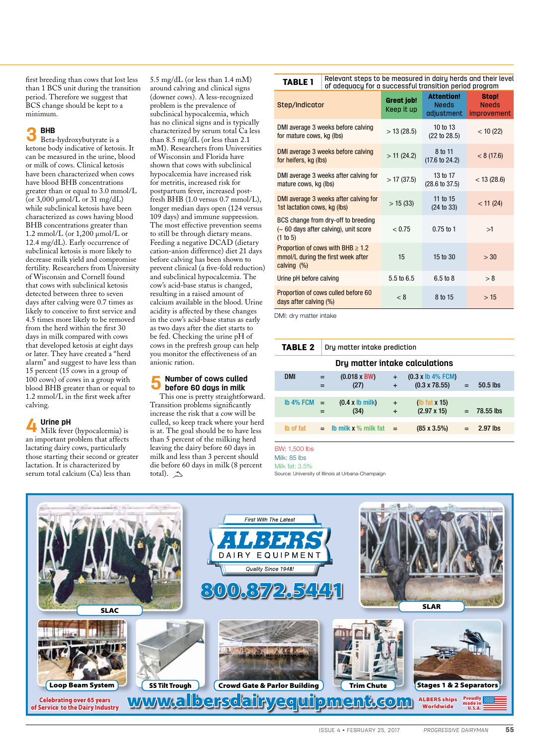first breeding than cows that lost less than 1 BCS unit during the transition period. Therefore we suggest that BCS change should be kept to a minimum.

## 3 BHB

Beta-hydroxybutyrate is a ketone body indicative of ketosis. It can be measured in the urine, blood or milk of cows. Clinical ketosis have been characterized when cows have blood BHB concentrations greater than or equal to 3.0 mmol/L (or 3,000 µmol/L or 31 mg/dL) while subclinical ketosis have been characterized as cows having blood BHB concentrations greater than 1.2 mmol/L (or 1,200 µmol/L or 12.4 mg/dL). Early occurrence of subclinical ketosis is more likely to decrease milk yield and compromise fertility. Researchers from University of Wisconsin and Cornell found that cows with subclinical ketosis detected between three to seven days after calving were 0.7 times as likely to conceive to first service and 4.5 times more likely to be removed from the herd within the first 30 days in milk compared with cows that developed ketosis at eight days or later. They have created a "herd alarm" and suggest to have less than 15 percent (15 cows in a group of 100 cows) of cows in a group with blood BHB greater than or equal to 1.2 mmol/L in the first week after calving.

## 4 Urine pH

Milk fever (hypocalcemia) is an important problem that affects lactating dairy cows, particularly those starting their second or greater lactation. It is characterized by serum total calcium (Ca) less than 5.5 mg/dL (or less than 1.4 mM) around calving and clinical signs (downer cows). A less-recognized problem is the prevalence of subclinical hypocalcemia, which has no clinical signs and is typically characterized by serum total Ca less than 8.5 mg/dL (or less than 2.1 mM). Researchers from Universities of Wisconsin and Florida have shown that cows with subclinical hypocalcemia have increased risk for metritis, increased risk for postpartum fever, increased post-fresh BHB (1.0 versus 0.7 mmol/L), longer median days open (124 versus 109 days) and immune suppression. The most effective prevention seems to still be through dietary means. Feeding a negative DCAD (dietary cation-anion difference) diet 21 days before calving has been shown to prevent clinical (a five-fold reduction) and subclinical hypocalcemia. The cow's acid-base status is changed, resulting in a raised amount of calcium available in the blood. Urine acidity is affected by these changes in the cow's acid-base status as early as two days after the diet starts to be fed. Checking the urine pH of cows in the prefresh group can help you monitor the effectiveness of an anionic ration.

## 5 Number of cows culled before 60 days in milk

This one is pretty straightforward. Transition problems significantly increase the risk that a cow will be culled, so keep track where your herd is at. The goal should be to have less than 5 percent of the milking herd leaving the dairy before 60 days in milk and less than 3 percent should die before 60 days in milk (8 percent total).

**TABLE 1** Relevant steps to be measured in dairy herds and their level of adequacy for a successful transition period program

| Step/Indicator | Great job! Keep it up | Attention! Needs adjustment | Stop! Needs improvement |
|---|---|---|---|
| DMI average 3 weeks before calving for mature cows, kg (lbs) | > 13 (28.5) | 10 to 13 (22 to 28.5) | < 10 (22) |
| DMI average 3 weeks before calving for heifers, kg (lbs) | > 11 (24.2) | 8 to 11 (17.6 to 24.2) | < 8 (17.6) |
| DMI average 3 weeks after calving for mature cows, kg (lbs) | > 17 (37.5) | 13 to 17 (28.6 to 37.5) | < 13 (28.6) |
| DMI average 3 weeks after calving for 1st lactation cows, kg (lbs) | > 15 (33) | 11 to 15 (24 to 33) | < 11 (24) |
| BCS change from dry-off to breeding (~ 60 days after calving), unit score (1 to 5) | < 0.75 | 0.75 to 1 | >1 |
| Proportion of cows with BHB ≥ 1.2 mmol/L during the first week after calving (%) | 15 | 15 to 30 | > 30 |
| Urine pH before calving | 5.5 to 6.5 | 6.5 to 8 | > 8 |
| Proportion of cows culled before 60 days after calving (%) | < 8 | 8 to 15 | > 15 |

DMI: dry matter intake

**TABLE 2** Dry matter intake prediction

**Dry matter intake calculations**

| | | | | | | |
|---|---|---|---|---|---|---|
| DMI | = | (0.018 x BW) | + | (0.3 x lb 4% FCM) | | |
| | = | (27) | + | (0.3 x 78.55) | = | 50.5 lbs |
| lb 4% FCM | = | (0.4 x lb milk) | + | (lb fat x 15) | | |
| | = | (34) | + | (2.97 x 15) | = | 78.55 lbs |
| lb of fat | = | lb milk x % milk fat | = | (85 x 3.5%) | = | 2.97 lbs |

BW: 1,500 lbs
Milk: 85 lbs
Milk fat: 3.5%
Source: University of Illinois at Urbana-Champaign

First With The Latest
ALBERS DAIRY EQUIPMENT
Quality Since 1948!
800.872.5441
SLAC
SLAR
Loop Beam System
SS Tilt Trough
Crowd Gate & Parlor Building
Trim Chute
Stages 1 & 2 Separators
Celebrating over 65 years of Service to the Dairy Industry
www.albersdairyequipment.com
ALBERS ships Worldwide
Proudly made in U.S.A.